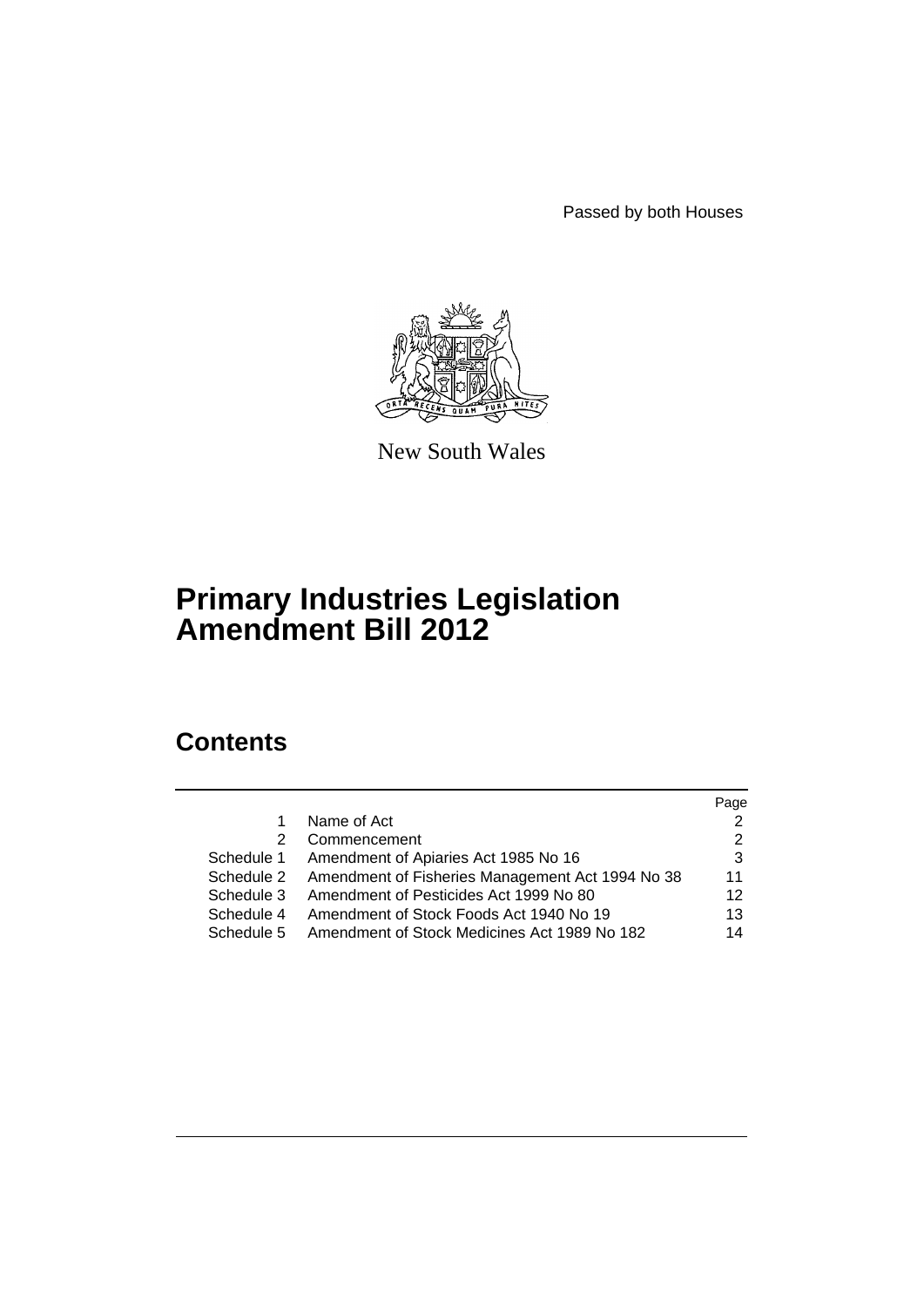Passed by both Houses

New South Wales

# Primary Industries Legislation Amendment Bill 2012

## Contents

| | | Page |
|---|---|---|
| 1 | Name of Act | 2 |
| 2 | Commencement | 2 |
| Schedule 1 | Amendment of Apiaries Act 1985 No 16 | 3 |
| Schedule 2 | Amendment of Fisheries Management Act 1994 No 38 | 11 |
| Schedule 3 | Amendment of Pesticides Act 1999 No 80 | 12 |
| Schedule 4 | Amendment of Stock Foods Act 1940 No 19 | 13 |
| Schedule 5 | Amendment of Stock Medicines Act 1989 No 182 | 14 |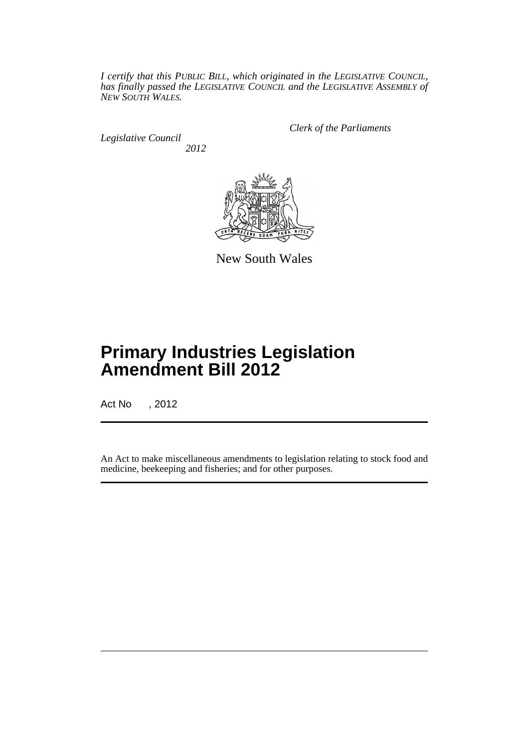*I certify that this PUBLIC BILL, which originated in the LEGISLATIVE COUNCIL, has finally passed the LEGISLATIVE COUNCIL and the LEGISLATIVE ASSEMBLY of NEW SOUTH WALES.*

*Clerk of the Parliaments*

*Legislative Council*

*2012*

New South Wales

# Primary Industries Legislation Amendment Bill 2012

Act No , 2012

An Act to make miscellaneous amendments to legislation relating to stock food and medicine, beekeeping and fisheries; and for other purposes.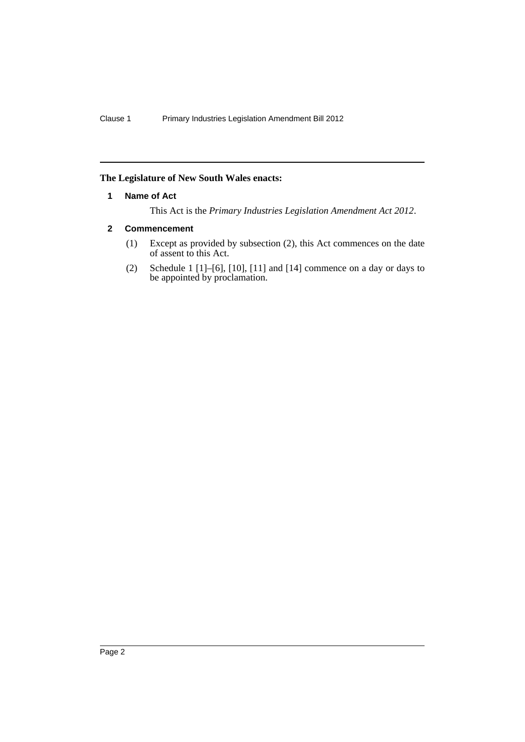**The Legislature of New South Wales enacts:**

## 1 Name of Act

This Act is the *Primary Industries Legislation Amendment Act 2012*.

## 2 Commencement

(1) Except as provided by subsection (2), this Act commences on the date of assent to this Act.

(2) Schedule 1 [1]–[6], [10], [11] and [14] commence on a day or days to be appointed by proclamation.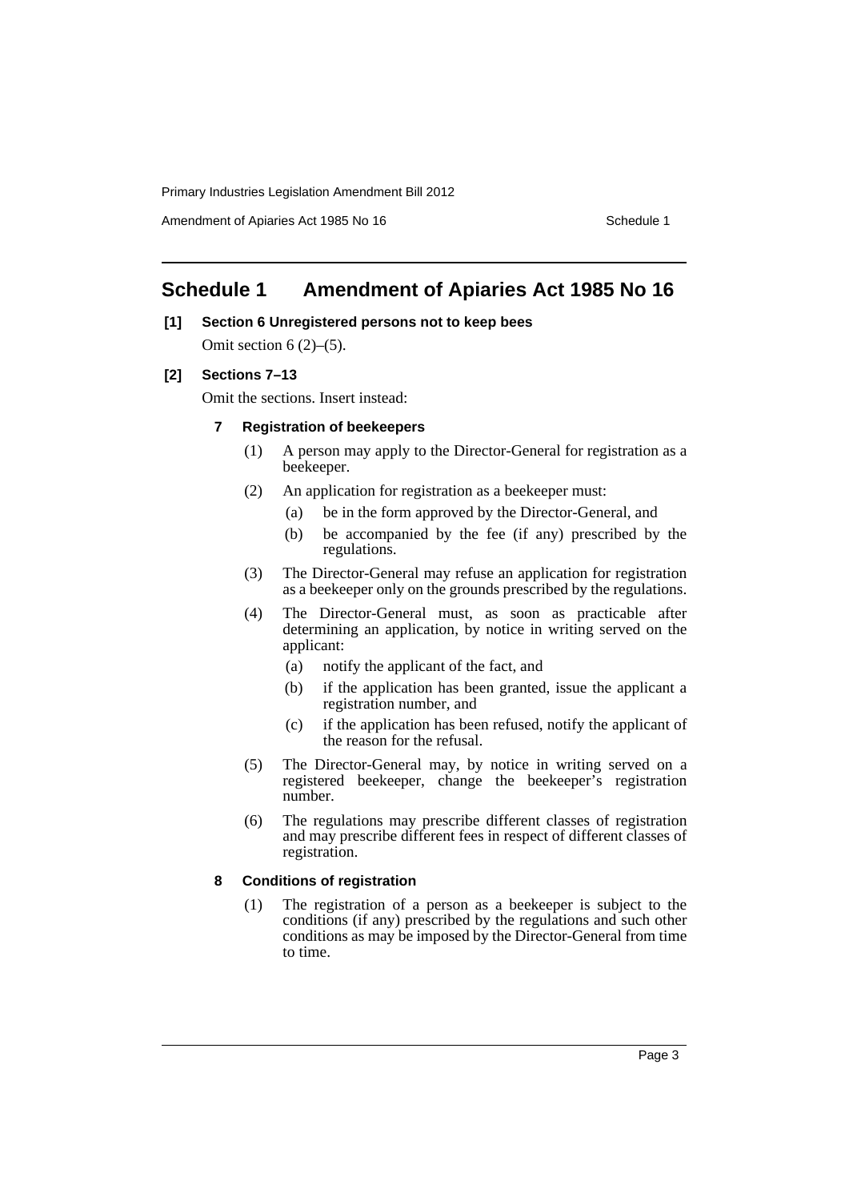# Schedule 1 Amendment of Apiaries Act 1985 No 16

**[1] Section 6 Unregistered persons not to keep bees**

Omit section 6 (2)–(5).

**[2] Sections 7–13**

Omit the sections. Insert instead:

**7 Registration of beekeepers**

(1) A person may apply to the Director-General for registration as a beekeeper.

(2) An application for registration as a beekeeper must:

- (a) be in the form approved by the Director-General, and
- (b) be accompanied by the fee (if any) prescribed by the regulations.

(3) The Director-General may refuse an application for registration as a beekeeper only on the grounds prescribed by the regulations.

(4) The Director-General must, as soon as practicable after determining an application, by notice in writing served on the applicant:

- (a) notify the applicant of the fact, and
- (b) if the application has been granted, issue the applicant a registration number, and
- (c) if the application has been refused, notify the applicant of the reason for the refusal.

(5) The Director-General may, by notice in writing served on a registered beekeeper, change the beekeeper's registration number.

(6) The regulations may prescribe different classes of registration and may prescribe different fees in respect of different classes of registration.

**8 Conditions of registration**

(1) The registration of a person as a beekeeper is subject to the conditions (if any) prescribed by the regulations and such other conditions as may be imposed by the Director-General from time to time.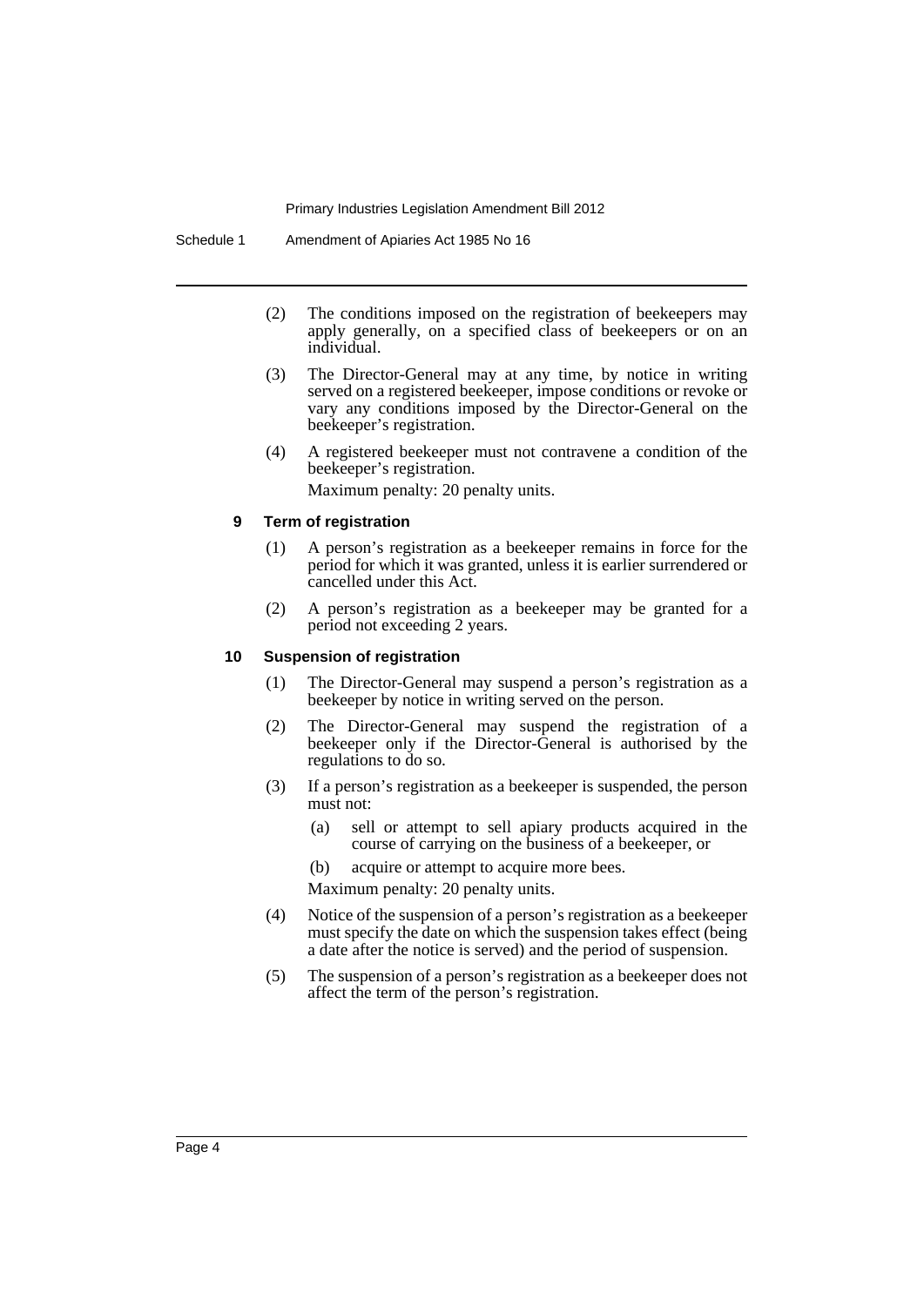(2) The conditions imposed on the registration of beekeepers may apply generally, on a specified class of beekeepers or on an individual.

(3) The Director-General may at any time, by notice in writing served on a registered beekeeper, impose conditions or revoke or vary any conditions imposed by the Director-General on the beekeeper's registration.

(4) A registered beekeeper must not contravene a condition of the beekeeper's registration.

Maximum penalty: 20 penalty units.

### 9 Term of registration

(1) A person's registration as a beekeeper remains in force for the period for which it was granted, unless it is earlier surrendered or cancelled under this Act.

(2) A person's registration as a beekeeper may be granted for a period not exceeding 2 years.

### 10 Suspension of registration

(1) The Director-General may suspend a person's registration as a beekeeper by notice in writing served on the person.

(2) The Director-General may suspend the registration of a beekeeper only if the Director-General is authorised by the regulations to do so.

(3) If a person's registration as a beekeeper is suspended, the person must not:

- (a) sell or attempt to sell apiary products acquired in the course of carrying on the business of a beekeeper, or
- (b) acquire or attempt to acquire more bees.

Maximum penalty: 20 penalty units.

(4) Notice of the suspension of a person's registration as a beekeeper must specify the date on which the suspension takes effect (being a date after the notice is served) and the period of suspension.

(5) The suspension of a person's registration as a beekeeper does not affect the term of the person's registration.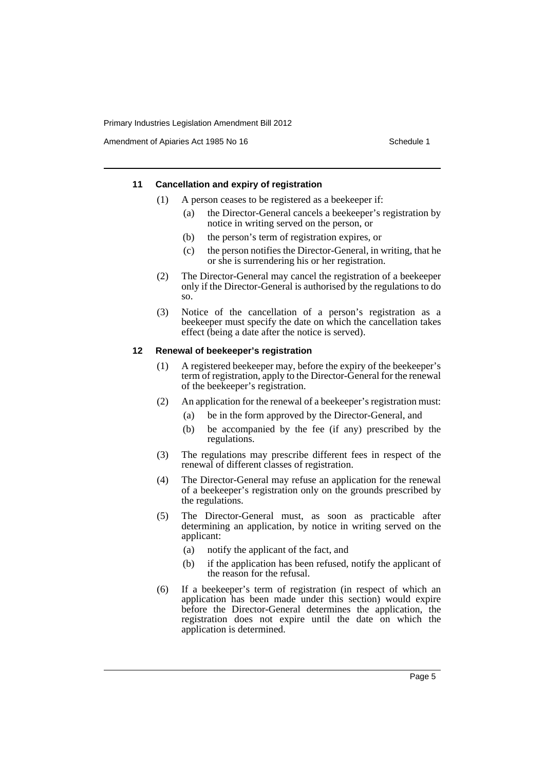#### 11 Cancellation and expiry of registration

(1) A person ceases to be registered as a beekeeper if:

- (a) the Director-General cancels a beekeeper's registration by notice in writing served on the person, or
- (b) the person's term of registration expires, or
- (c) the person notifies the Director-General, in writing, that he or she is surrendering his or her registration.

(2) The Director-General may cancel the registration of a beekeeper only if the Director-General is authorised by the regulations to do so.

(3) Notice of the cancellation of a person's registration as a beekeeper must specify the date on which the cancellation takes effect (being a date after the notice is served).

#### 12 Renewal of beekeeper's registration

(1) A registered beekeeper may, before the expiry of the beekeeper's term of registration, apply to the Director-General for the renewal of the beekeeper's registration.

(2) An application for the renewal of a beekeeper's registration must:

- (a) be in the form approved by the Director-General, and
- (b) be accompanied by the fee (if any) prescribed by the regulations.

(3) The regulations may prescribe different fees in respect of the renewal of different classes of registration.

(4) The Director-General may refuse an application for the renewal of a beekeeper's registration only on the grounds prescribed by the regulations.

(5) The Director-General must, as soon as practicable after determining an application, by notice in writing served on the applicant:

- (a) notify the applicant of the fact, and
- (b) if the application has been refused, notify the applicant of the reason for the refusal.

(6) If a beekeeper's term of registration (in respect of which an application has been made under this section) would expire before the Director-General determines the application, the registration does not expire until the date on which the application is determined.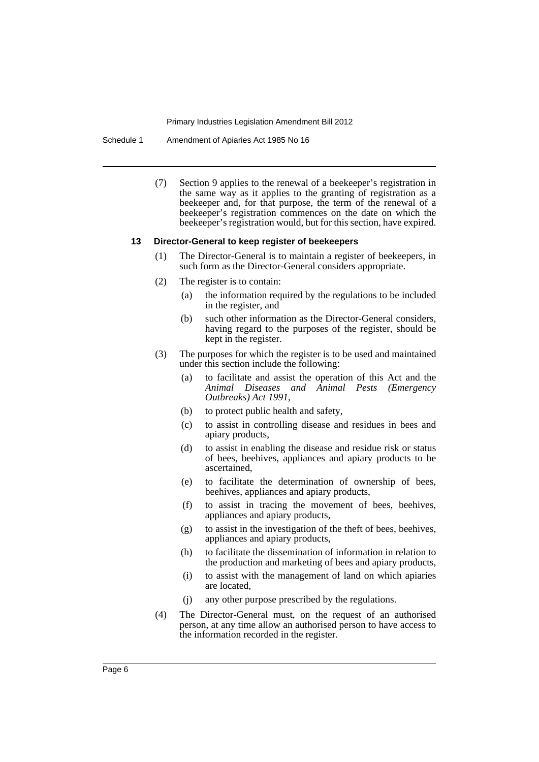(7) Section 9 applies to the renewal of a beekeeper's registration in the same way as it applies to the granting of registration as a beekeeper and, for that purpose, the term of the renewal of a beekeeper's registration commences on the date on which the beekeeper's registration would, but for this section, have expired.

#### 13 Director-General to keep register of beekeepers

(1) The Director-General is to maintain a register of beekeepers, in such form as the Director-General considers appropriate.

(2) The register is to contain:

- (a) the information required by the regulations to be included in the register, and
- (b) such other information as the Director-General considers, having regard to the purposes of the register, should be kept in the register.

(3) The purposes for which the register is to be used and maintained under this section include the following:

- (a) to facilitate and assist the operation of this Act and the *Animal Diseases and Animal Pests (Emergency Outbreaks) Act 1991*,
- (b) to protect public health and safety,
- (c) to assist in controlling disease and residues in bees and apiary products,
- (d) to assist in enabling the disease and residue risk or status of bees, beehives, appliances and apiary products to be ascertained,
- (e) to facilitate the determination of ownership of bees, beehives, appliances and apiary products,
- (f) to assist in tracing the movement of bees, beehives, appliances and apiary products,
- (g) to assist in the investigation of the theft of bees, beehives, appliances and apiary products,
- (h) to facilitate the dissemination of information in relation to the production and marketing of bees and apiary products,
- (i) to assist with the management of land on which apiaries are located,
- (j) any other purpose prescribed by the regulations.

(4) The Director-General must, on the request of an authorised person, at any time allow an authorised person to have access to the information recorded in the register.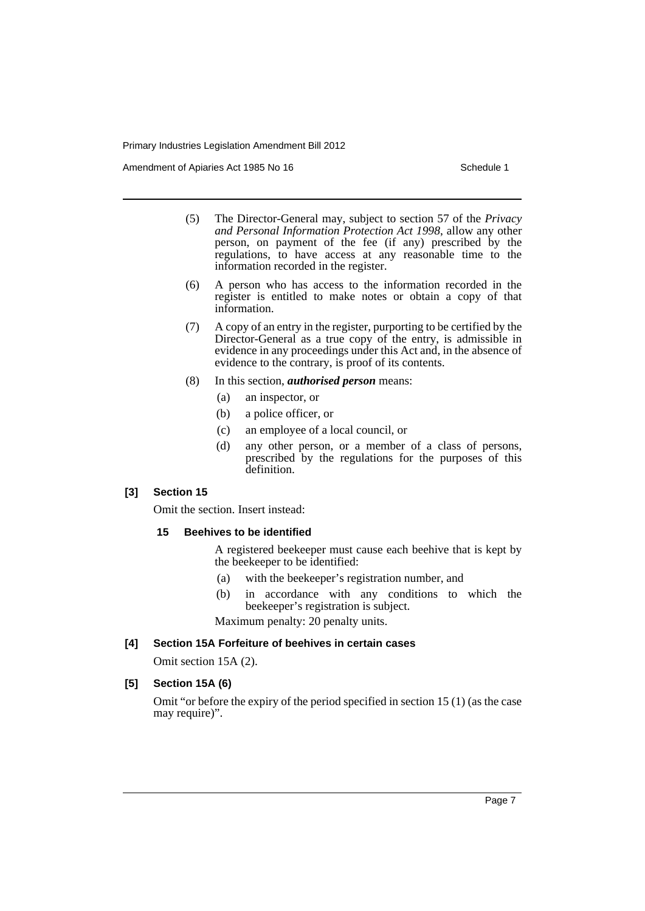(5) The Director-General may, subject to section 57 of the *Privacy and Personal Information Protection Act 1998*, allow any other person, on payment of the fee (if any) prescribed by the regulations, to have access at any reasonable time to the information recorded in the register.

(6) A person who has access to the information recorded in the register is entitled to make notes or obtain a copy of that information.

(7) A copy of an entry in the register, purporting to be certified by the Director-General as a true copy of the entry, is admissible in evidence in any proceedings under this Act and, in the absence of evidence to the contrary, is proof of its contents.

(8) In this section, ***authorised person*** means:

(a) an inspector, or

(b) a police officer, or

(c) an employee of a local council, or

(d) any other person, or a member of a class of persons, prescribed by the regulations for the purposes of this definition.

#### [3] Section 15

Omit the section. Insert instead:

##### 15 Beehives to be identified

A registered beekeeper must cause each beehive that is kept by the beekeeper to be identified:

(a) with the beekeeper's registration number, and

(b) in accordance with any conditions to which the beekeeper's registration is subject.

Maximum penalty: 20 penalty units.

#### [4] Section 15A Forfeiture of beehives in certain cases

Omit section 15A (2).

#### [5] Section 15A (6)

Omit "or before the expiry of the period specified in section 15 (1) (as the case may require)".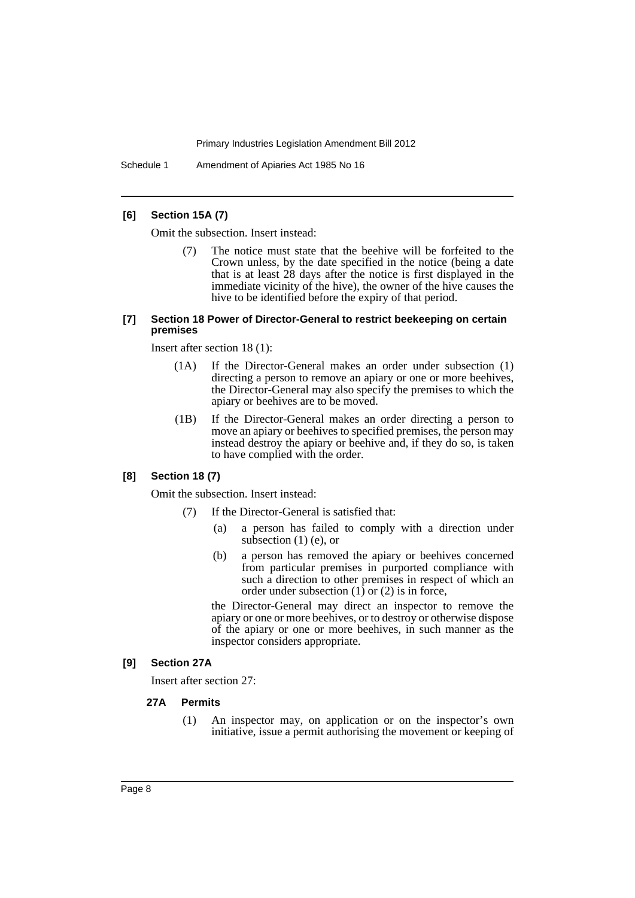**[6] Section 15A (7)**

Omit the subsection. Insert instead:

> (7) The notice must state that the beehive will be forfeited to the Crown unless, by the date specified in the notice (being a date that is at least 28 days after the notice is first displayed in the immediate vicinity of the hive), the owner of the hive causes the hive to be identified before the expiry of that period.

**[7] Section 18 Power of Director-General to restrict beekeeping on certain premises**

Insert after section 18 (1):

> (1A) If the Director-General makes an order under subsection (1) directing a person to remove an apiary or one or more beehives, the Director-General may also specify the premises to which the apiary or beehives are to be moved.
>
> (1B) If the Director-General makes an order directing a person to move an apiary or beehives to specified premises, the person may instead destroy the apiary or beehive and, if they do so, is taken to have complied with the order.

**[8] Section 18 (7)**

Omit the subsection. Insert instead:

> (7) If the Director-General is satisfied that:
>
> (a) a person has failed to comply with a direction under subsection (1) (e), or
>
> (b) a person has removed the apiary or beehives concerned from particular premises in purported compliance with such a direction to other premises in respect of which an order under subsection (1) or (2) is in force,
>
> the Director-General may direct an inspector to remove the apiary or one or more beehives, or to destroy or otherwise dispose of the apiary or one or more beehives, in such manner as the inspector considers appropriate.

**[9] Section 27A**

Insert after section 27:

> **27A Permits**
>
> (1) An inspector may, on application or on the inspector's own initiative, issue a permit authorising the movement or keeping of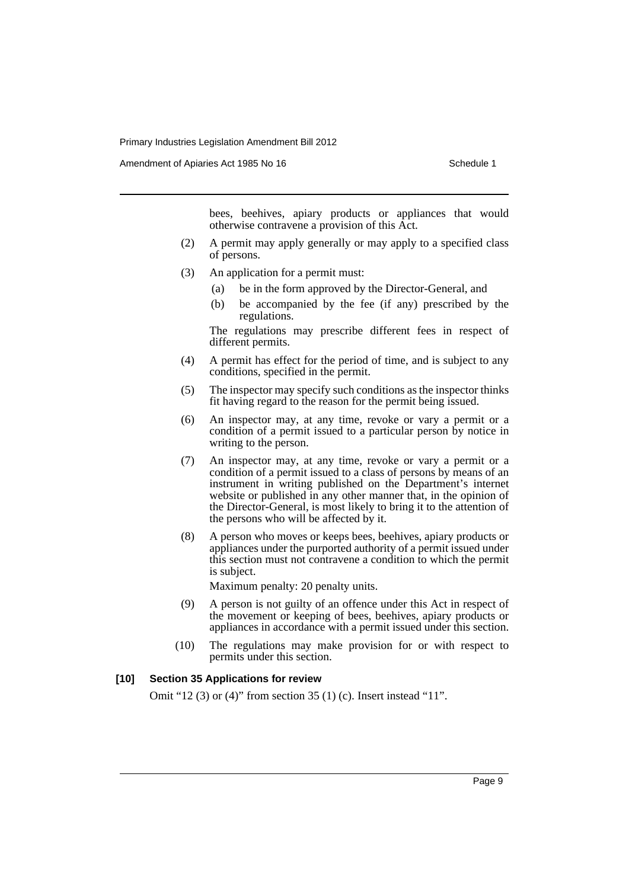bees, beehives, apiary products or appliances that would otherwise contravene a provision of this Act.

(2) A permit may apply generally or may apply to a specified class of persons.

(3) An application for a permit must:

  (a) be in the form approved by the Director-General, and

  (b) be accompanied by the fee (if any) prescribed by the regulations.

The regulations may prescribe different fees in respect of different permits.

(4) A permit has effect for the period of time, and is subject to any conditions, specified in the permit.

(5) The inspector may specify such conditions as the inspector thinks fit having regard to the reason for the permit being issued.

(6) An inspector may, at any time, revoke or vary a permit or a condition of a permit issued to a particular person by notice in writing to the person.

(7) An inspector may, at any time, revoke or vary a permit or a condition of a permit issued to a class of persons by means of an instrument in writing published on the Department's internet website or published in any other manner that, in the opinion of the Director-General, is most likely to bring it to the attention of the persons who will be affected by it.

(8) A person who moves or keeps bees, beehives, apiary products or appliances under the purported authority of a permit issued under this section must not contravene a condition to which the permit is subject.

Maximum penalty: 20 penalty units.

(9) A person is not guilty of an offence under this Act in respect of the movement or keeping of bees, beehives, apiary products or appliances in accordance with a permit issued under this section.

(10) The regulations may make provision for or with respect to permits under this section.

**[10] Section 35 Applications for review**

Omit "12 (3) or (4)" from section 35 (1) (c). Insert instead "11".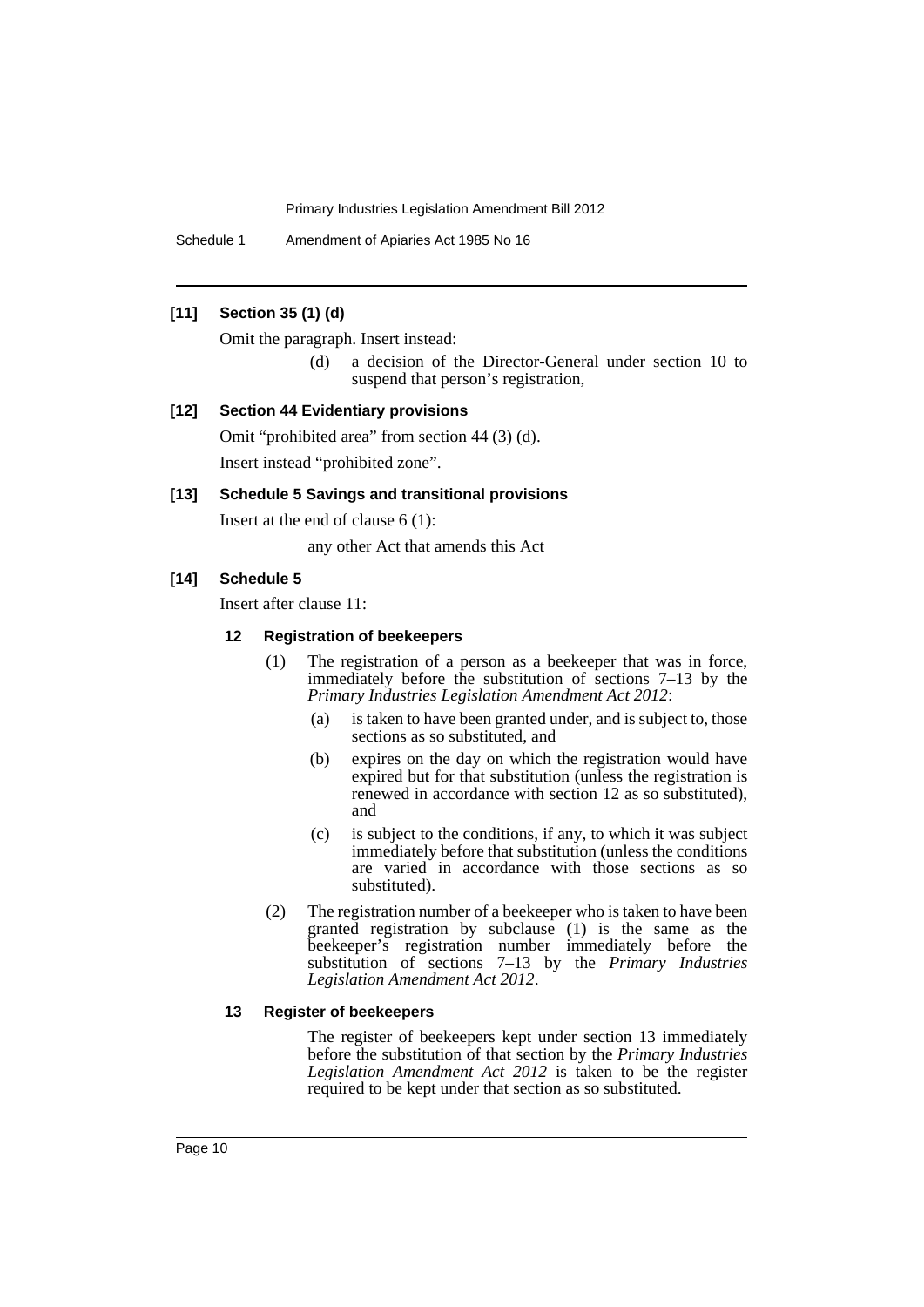### [11] Section 35 (1) (d)

Omit the paragraph. Insert instead:

> (d) a decision of the Director-General under section 10 to suspend that person's registration,

### [12] Section 44 Evidentiary provisions

Omit "prohibited area" from section 44 (3) (d).

Insert instead "prohibited zone".

### [13] Schedule 5 Savings and transitional provisions

Insert at the end of clause 6 (1):

> any other Act that amends this Act

### [14] Schedule 5

Insert after clause 11:

#### 12 Registration of beekeepers

(1) The registration of a person as a beekeeper that was in force, immediately before the substitution of sections 7–13 by the *Primary Industries Legislation Amendment Act 2012*:

- (a) is taken to have been granted under, and is subject to, those sections as so substituted, and
- (b) expires on the day on which the registration would have expired but for that substitution (unless the registration is renewed in accordance with section 12 as so substituted), and
- (c) is subject to the conditions, if any, to which it was subject immediately before that substitution (unless the conditions are varied in accordance with those sections as so substituted).

(2) The registration number of a beekeeper who is taken to have been granted registration by subclause (1) is the same as the beekeeper's registration number immediately before the substitution of sections 7–13 by the *Primary Industries Legislation Amendment Act 2012*.

#### 13 Register of beekeepers

The register of beekeepers kept under section 13 immediately before the substitution of that section by the *Primary Industries Legislation Amendment Act 2012* is taken to be the register required to be kept under that section as so substituted.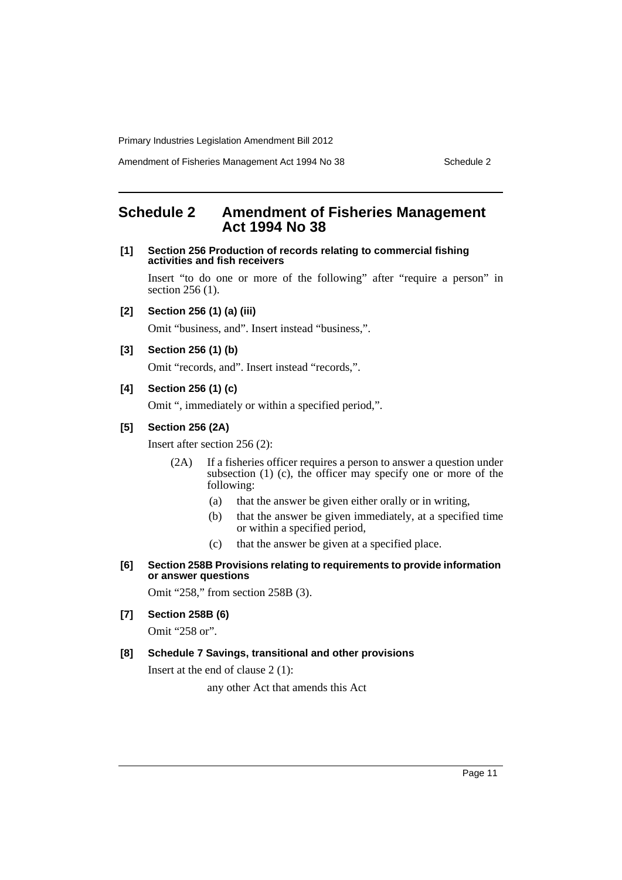## Schedule 2 Amendment of Fisheries Management Act 1994 No 38

**[1] Section 256 Production of records relating to commercial fishing activities and fish receivers**

Insert "to do one or more of the following" after "require a person" in section 256 (1).

**[2] Section 256 (1) (a) (iii)**

Omit "business, and". Insert instead "business,".

**[3] Section 256 (1) (b)**

Omit "records, and". Insert instead "records,".

**[4] Section 256 (1) (c)**

Omit ", immediately or within a specified period,".

**[5] Section 256 (2A)**

Insert after section 256 (2):

(2A) If a fisheries officer requires a person to answer a question under subsection (1) (c), the officer may specify one or more of the following:

- (a) that the answer be given either orally or in writing,
- (b) that the answer be given immediately, at a specified time or within a specified period,
- (c) that the answer be given at a specified place.

**[6] Section 258B Provisions relating to requirements to provide information or answer questions**

Omit "258," from section 258B (3).

**[7] Section 258B (6)**

Omit "258 or".

**[8] Schedule 7 Savings, transitional and other provisions**

Insert at the end of clause 2 (1):

any other Act that amends this Act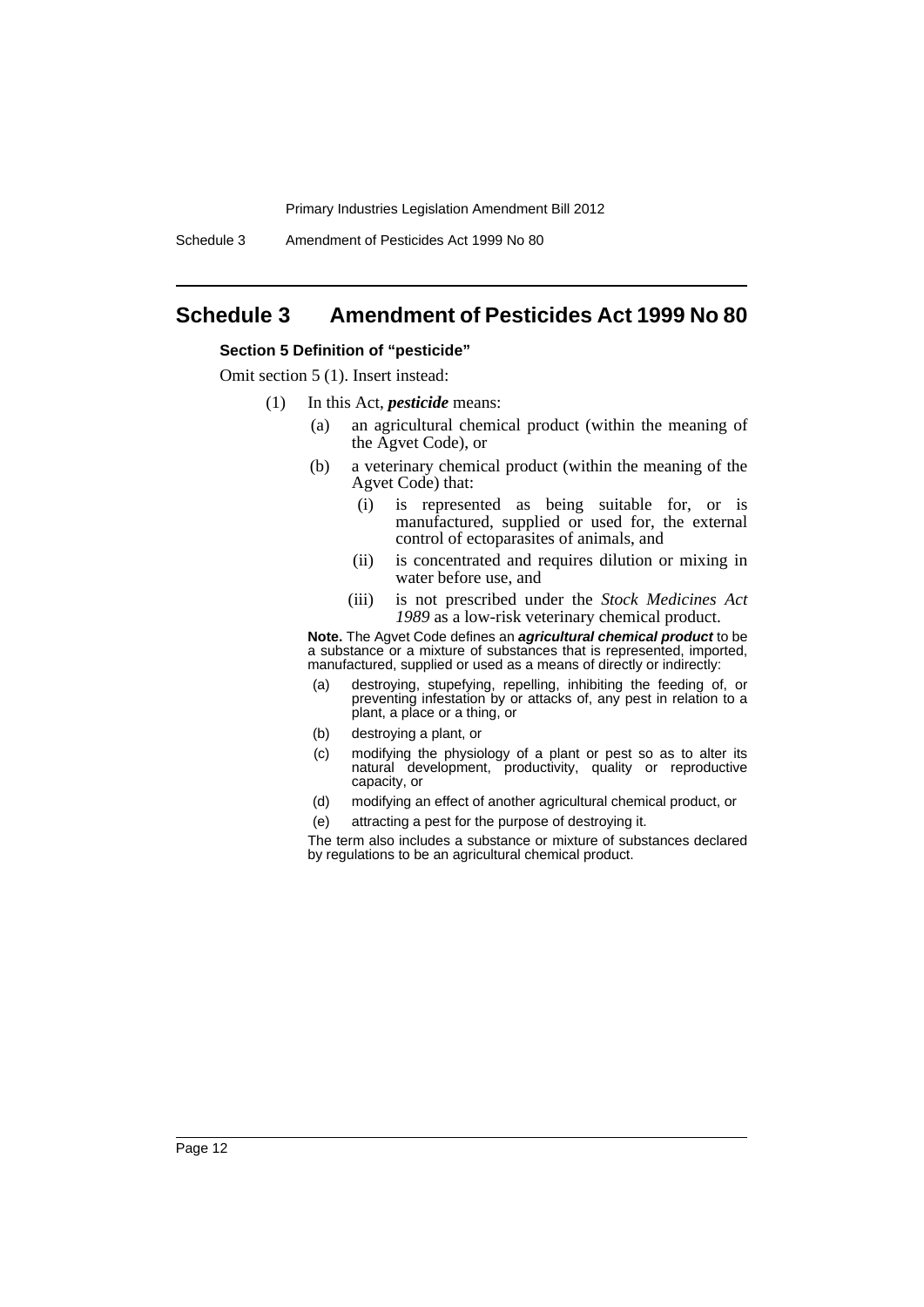# Schedule 3 Amendment of Pesticides Act 1999 No 80

### Section 5 Definition of "pesticide"

Omit section 5 (1). Insert instead:

(1) In this Act, ***pesticide*** means:

- (a) an agricultural chemical product (within the meaning of the Agvet Code), or
- (b) a veterinary chemical product (within the meaning of the Agvet Code) that:
  - (i) is represented as being suitable for, or is manufactured, supplied or used for, the external control of ectoparasites of animals, and
  - (ii) is concentrated and requires dilution or mixing in water before use, and
  - (iii) is not prescribed under the *Stock Medicines Act 1989* as a low-risk veterinary chemical product.

**Note.** The Agvet Code defines an ***agricultural chemical product*** to be a substance or a mixture of substances that is represented, imported, manufactured, supplied or used as a means of directly or indirectly:

- (a) destroying, stupefying, repelling, inhibiting the feeding of, or preventing infestation by or attacks of, any pest in relation to a plant, a place or a thing, or
- (b) destroying a plant, or
- (c) modifying the physiology of a plant or pest so as to alter its natural development, productivity, quality or reproductive capacity, or
- (d) modifying an effect of another agricultural chemical product, or
- (e) attracting a pest for the purpose of destroying it.

The term also includes a substance or mixture of substances declared by regulations to be an agricultural chemical product.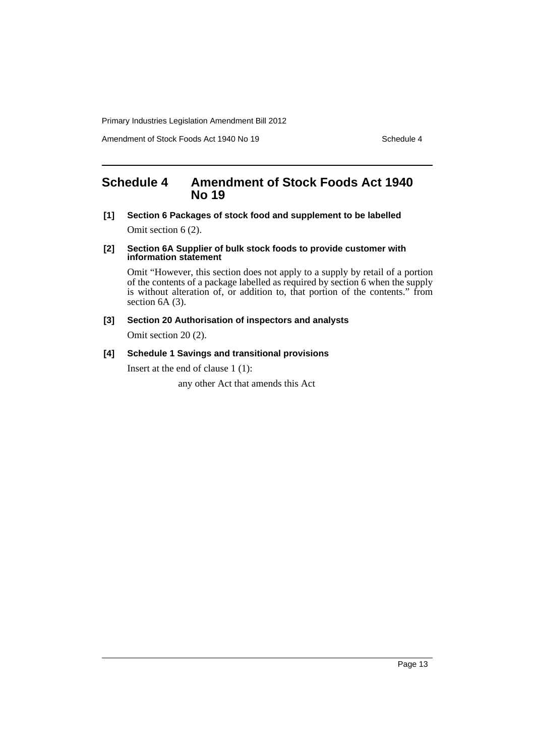# Schedule 4 Amendment of Stock Foods Act 1940 No 19

**[1] Section 6 Packages of stock food and supplement to be labelled**

Omit section 6 (2).

**[2] Section 6A Supplier of bulk stock foods to provide customer with information statement**

Omit "However, this section does not apply to a supply by retail of a portion of the contents of a package labelled as required by section 6 when the supply is without alteration of, or addition to, that portion of the contents." from section 6A (3).

**[3] Section 20 Authorisation of inspectors and analysts**

Omit section 20 (2).

**[4] Schedule 1 Savings and transitional provisions**

Insert at the end of clause 1 (1):

any other Act that amends this Act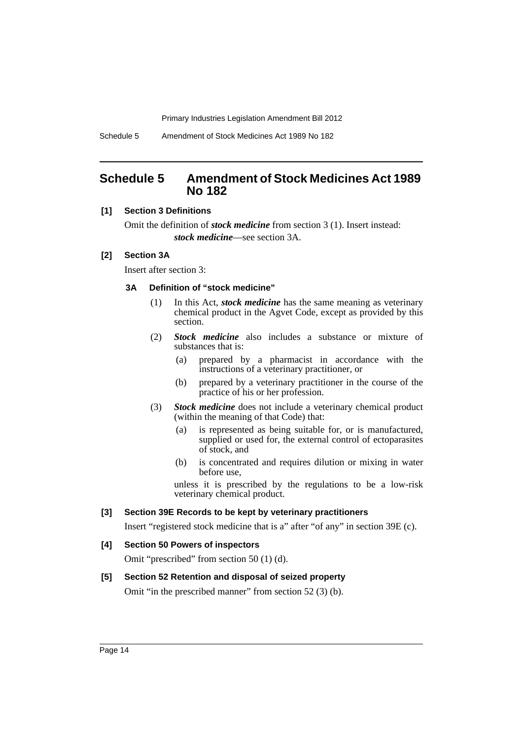# Schedule 5 Amendment of Stock Medicines Act 1989 No 182

**[1] Section 3 Definitions**

Omit the definition of ***stock medicine*** from section 3 (1). Insert instead:

***stock medicine***—see section 3A.

**[2] Section 3A**

Insert after section 3:

**3A Definition of "stock medicine"**

(1) In this Act, ***stock medicine*** has the same meaning as veterinary chemical product in the Agvet Code, except as provided by this section.

(2) ***Stock medicine*** also includes a substance or mixture of substances that is:

- (a) prepared by a pharmacist in accordance with the instructions of a veterinary practitioner, or
- (b) prepared by a veterinary practitioner in the course of the practice of his or her profession.

(3) ***Stock medicine*** does not include a veterinary chemical product (within the meaning of that Code) that:

- (a) is represented as being suitable for, or is manufactured, supplied or used for, the external control of ectoparasites of stock, and
- (b) is concentrated and requires dilution or mixing in water before use,

unless it is prescribed by the regulations to be a low-risk veterinary chemical product.

**[3] Section 39E Records to be kept by veterinary practitioners**

Insert "registered stock medicine that is a" after "of any" in section 39E (c).

**[4] Section 50 Powers of inspectors**

Omit "prescribed" from section 50 (1) (d).

**[5] Section 52 Retention and disposal of seized property**

Omit "in the prescribed manner" from section 52 (3) (b).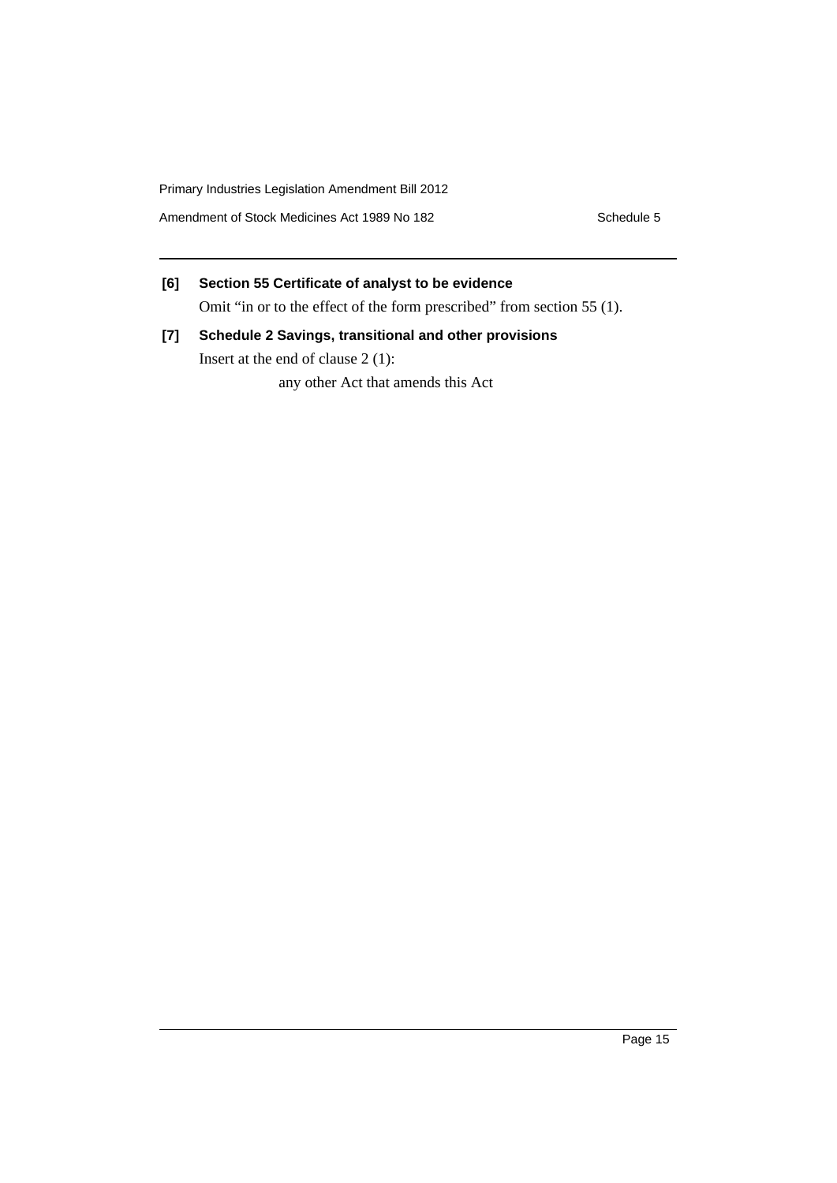**[6] Section 55 Certificate of analyst to be evidence**

Omit “in or to the effect of the form prescribed” from section 55 (1).

**[7] Schedule 2 Savings, transitional and other provisions**

Insert at the end of clause 2 (1):

any other Act that amends this Act